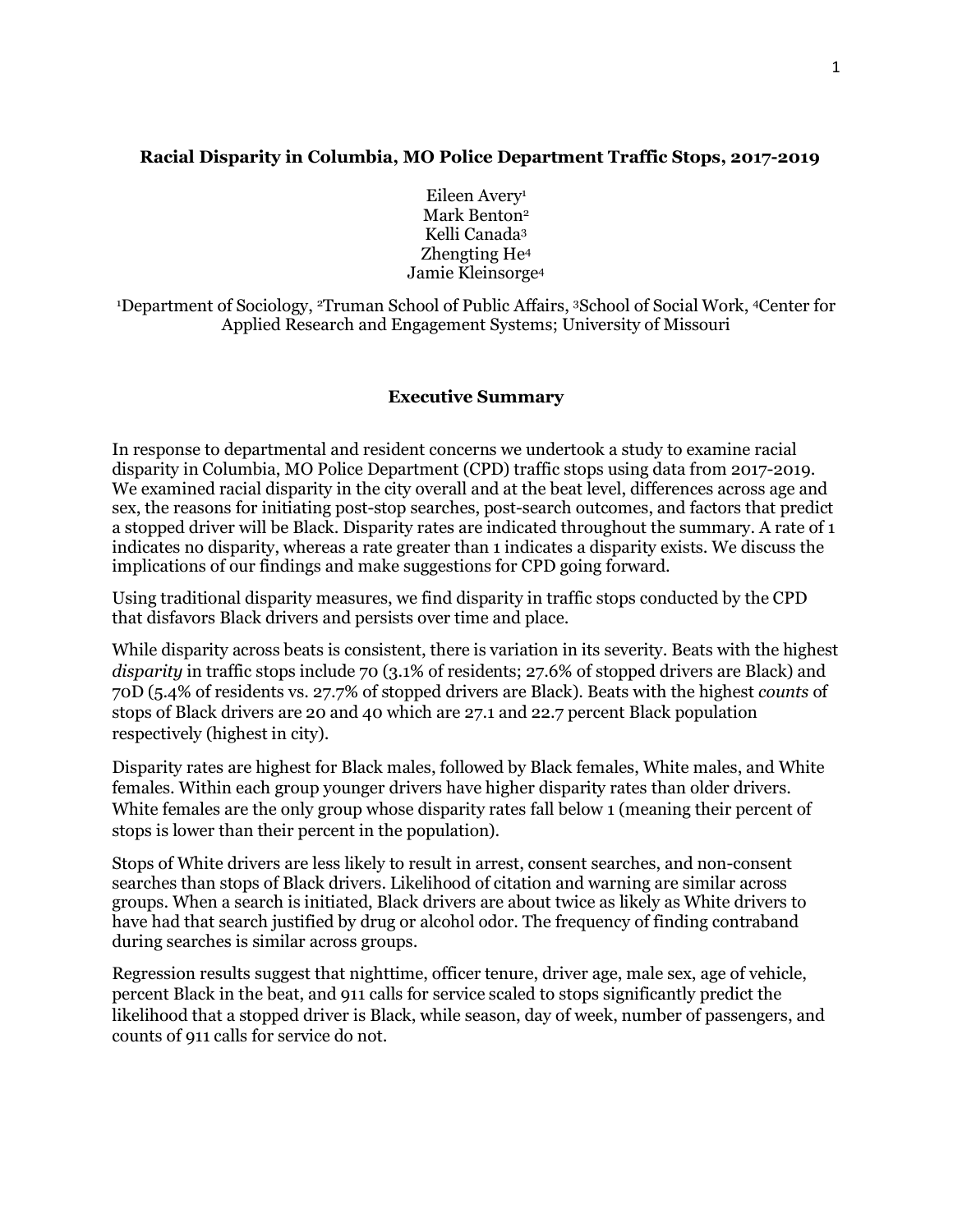**Racial Disparity in Columbia, MO Police Department Traffic Stops, 2017-2019**

Eileen Avery[1]
Mark Benton[2]
Kelli Canada[3]
Zhengting He[4]
Jamie Kleinsorge[4]

[1]Department of Sociology, [2]Truman School of Public Affairs, [3]School of Social Work, [4]Center for Applied Research and Engagement Systems; University of Missouri

## Executive Summary

In response to departmental and resident concerns we undertook a study to examine racial disparity in Columbia, MO Police Department (CPD) traffic stops using data from 2017-2019. We examined racial disparity in the city overall and at the beat level, differences across age and sex, the reasons for initiating post-stop searches, post-search outcomes, and factors that predict a stopped driver will be Black. Disparity rates are indicated throughout the summary. A rate of 1 indicates no disparity, whereas a rate greater than 1 indicates a disparity exists. We discuss the implications of our findings and make suggestions for CPD going forward.

Using traditional disparity measures, we find disparity in traffic stops conducted by the CPD that disfavors Black drivers and persists over time and place.

While disparity across beats is consistent, there is variation in its severity. Beats with the highest *disparity* in traffic stops include 70 (3.1% of residents; 27.6% of stopped drivers are Black) and 70D (5.4% of residents vs. 27.7% of stopped drivers are Black). Beats with the highest *counts* of stops of Black drivers are 20 and 40 which are 27.1 and 22.7 percent Black population respectively (highest in city).

Disparity rates are highest for Black males, followed by Black females, White males, and White females. Within each group younger drivers have higher disparity rates than older drivers. White females are the only group whose disparity rates fall below 1 (meaning their percent of stops is lower than their percent in the population).

Stops of White drivers are less likely to result in arrest, consent searches, and non-consent searches than stops of Black drivers. Likelihood of citation and warning are similar across groups. When a search is initiated, Black drivers are about twice as likely as White drivers to have had that search justified by drug or alcohol odor. The frequency of finding contraband during searches is similar across groups.

Regression results suggest that nighttime, officer tenure, driver age, male sex, age of vehicle, percent Black in the beat, and 911 calls for service scaled to stops significantly predict the likelihood that a stopped driver is Black, while season, day of week, number of passengers, and counts of 911 calls for service do not.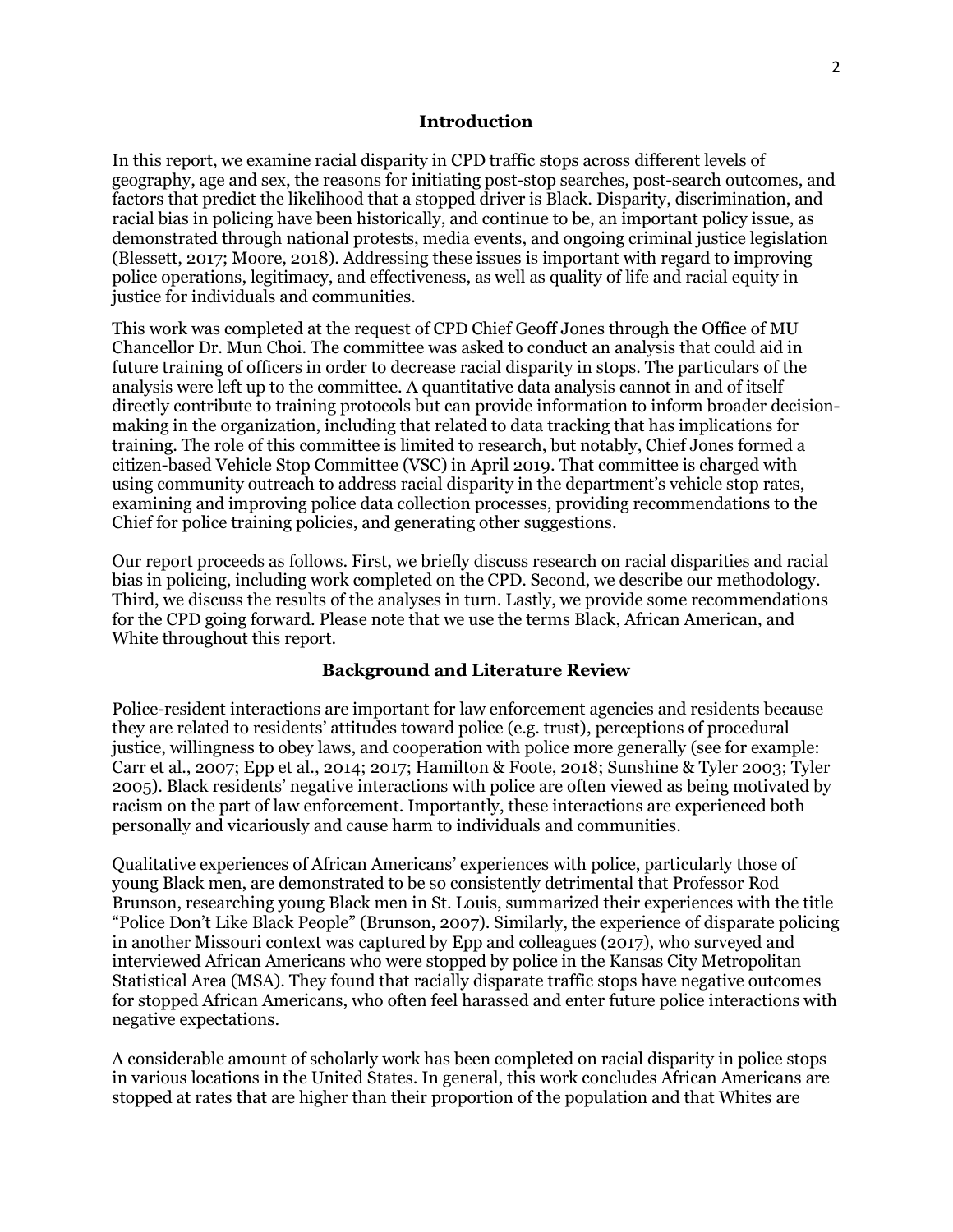## Introduction

In this report, we examine racial disparity in CPD traffic stops across different levels of geography, age and sex, the reasons for initiating post-stop searches, post-search outcomes, and factors that predict the likelihood that a stopped driver is Black. Disparity, discrimination, and racial bias in policing have been historically, and continue to be, an important policy issue, as demonstrated through national protests, media events, and ongoing criminal justice legislation (Blessett, 2017; Moore, 2018). Addressing these issues is important with regard to improving police operations, legitimacy, and effectiveness, as well as quality of life and racial equity in justice for individuals and communities.

This work was completed at the request of CPD Chief Geoff Jones through the Office of MU Chancellor Dr. Mun Choi. The committee was asked to conduct an analysis that could aid in future training of officers in order to decrease racial disparity in stops. The particulars of the analysis were left up to the committee. A quantitative data analysis cannot in and of itself directly contribute to training protocols but can provide information to inform broader decision-making in the organization, including that related to data tracking that has implications for training. The role of this committee is limited to research, but notably, Chief Jones formed a citizen-based Vehicle Stop Committee (VSC) in April 2019. That committee is charged with using community outreach to address racial disparity in the department's vehicle stop rates, examining and improving police data collection processes, providing recommendations to the Chief for police training policies, and generating other suggestions.

Our report proceeds as follows. First, we briefly discuss research on racial disparities and racial bias in policing, including work completed on the CPD. Second, we describe our methodology. Third, we discuss the results of the analyses in turn. Lastly, we provide some recommendations for the CPD going forward. Please note that we use the terms Black, African American, and White throughout this report.

## Background and Literature Review

Police-resident interactions are important for law enforcement agencies and residents because they are related to residents' attitudes toward police (e.g. trust), perceptions of procedural justice, willingness to obey laws, and cooperation with police more generally (see for example: Carr et al., 2007; Epp et al., 2014; 2017; Hamilton & Foote, 2018; Sunshine & Tyler 2003; Tyler 2005). Black residents' negative interactions with police are often viewed as being motivated by racism on the part of law enforcement. Importantly, these interactions are experienced both personally and vicariously and cause harm to individuals and communities.

Qualitative experiences of African Americans' experiences with police, particularly those of young Black men, are demonstrated to be so consistently detrimental that Professor Rod Brunson, researching young Black men in St. Louis, summarized their experiences with the title "Police Don't Like Black People" (Brunson, 2007). Similarly, the experience of disparate policing in another Missouri context was captured by Epp and colleagues (2017), who surveyed and interviewed African Americans who were stopped by police in the Kansas City Metropolitan Statistical Area (MSA). They found that racially disparate traffic stops have negative outcomes for stopped African Americans, who often feel harassed and enter future police interactions with negative expectations.

A considerable amount of scholarly work has been completed on racial disparity in police stops in various locations in the United States. In general, this work concludes African Americans are stopped at rates that are higher than their proportion of the population and that Whites are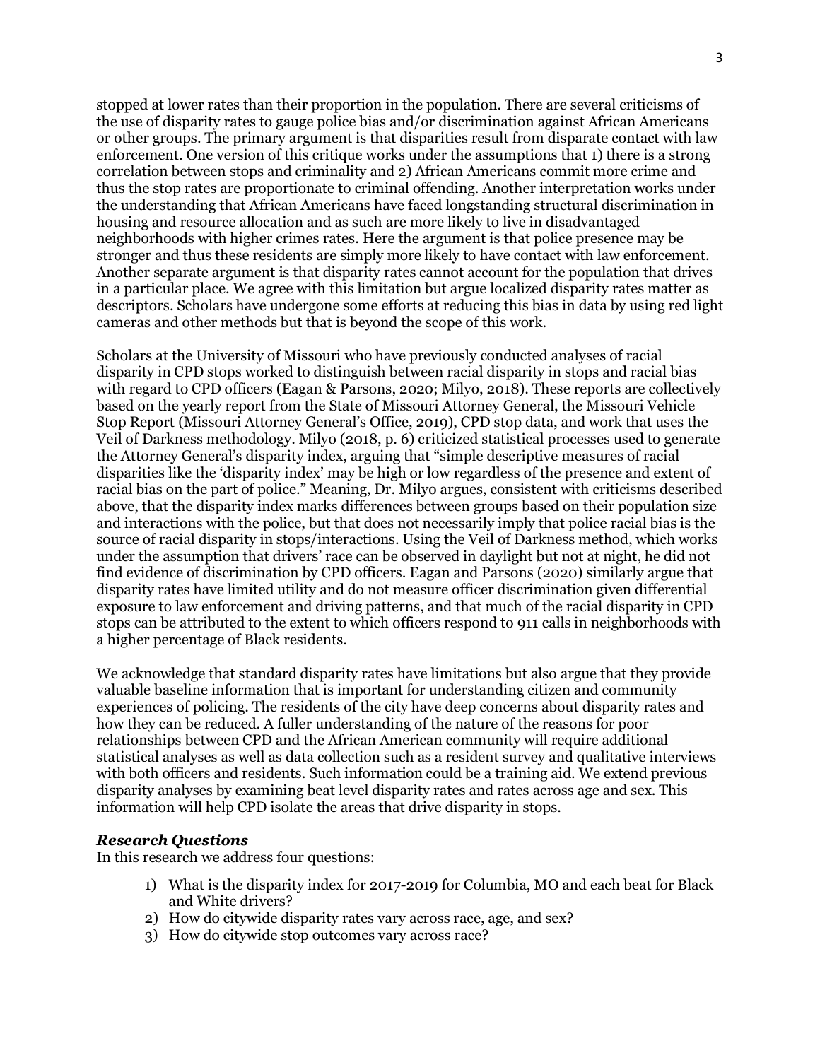stopped at lower rates than their proportion in the population. There are several criticisms of the use of disparity rates to gauge police bias and/or discrimination against African Americans or other groups. The primary argument is that disparities result from disparate contact with law enforcement. One version of this critique works under the assumptions that 1) there is a strong correlation between stops and criminality and 2) African Americans commit more crime and thus the stop rates are proportionate to criminal offending. Another interpretation works under the understanding that African Americans have faced longstanding structural discrimination in housing and resource allocation and as such are more likely to live in disadvantaged neighborhoods with higher crimes rates. Here the argument is that police presence may be stronger and thus these residents are simply more likely to have contact with law enforcement. Another separate argument is that disparity rates cannot account for the population that drives in a particular place. We agree with this limitation but argue localized disparity rates matter as descriptors. Scholars have undergone some efforts at reducing this bias in data by using red light cameras and other methods but that is beyond the scope of this work.

Scholars at the University of Missouri who have previously conducted analyses of racial disparity in CPD stops worked to distinguish between racial disparity in stops and racial bias with regard to CPD officers (Eagan & Parsons, 2020; Milyo, 2018). These reports are collectively based on the yearly report from the State of Missouri Attorney General, the Missouri Vehicle Stop Report (Missouri Attorney General's Office, 2019), CPD stop data, and work that uses the Veil of Darkness methodology. Milyo (2018, p. 6) criticized statistical processes used to generate the Attorney General's disparity index, arguing that "simple descriptive measures of racial disparities like the 'disparity index' may be high or low regardless of the presence and extent of racial bias on the part of police." Meaning, Dr. Milyo argues, consistent with criticisms described above, that the disparity index marks differences between groups based on their population size and interactions with the police, but that does not necessarily imply that police racial bias is the source of racial disparity in stops/interactions. Using the Veil of Darkness method, which works under the assumption that drivers' race can be observed in daylight but not at night, he did not find evidence of discrimination by CPD officers. Eagan and Parsons (2020) similarly argue that disparity rates have limited utility and do not measure officer discrimination given differential exposure to law enforcement and driving patterns, and that much of the racial disparity in CPD stops can be attributed to the extent to which officers respond to 911 calls in neighborhoods with a higher percentage of Black residents.

We acknowledge that standard disparity rates have limitations but also argue that they provide valuable baseline information that is important for understanding citizen and community experiences of policing. The residents of the city have deep concerns about disparity rates and how they can be reduced. A fuller understanding of the nature of the reasons for poor relationships between CPD and the African American community will require additional statistical analyses as well as data collection such as a resident survey and qualitative interviews with both officers and residents. Such information could be a training aid. We extend previous disparity analyses by examining beat level disparity rates and rates across age and sex. This information will help CPD isolate the areas that drive disparity in stops.

### *Research Questions*

In this research we address four questions:

1) What is the disparity index for 2017-2019 for Columbia, MO and each beat for Black and White drivers?
2) How do citywide disparity rates vary across race, age, and sex?
3) How do citywide stop outcomes vary across race?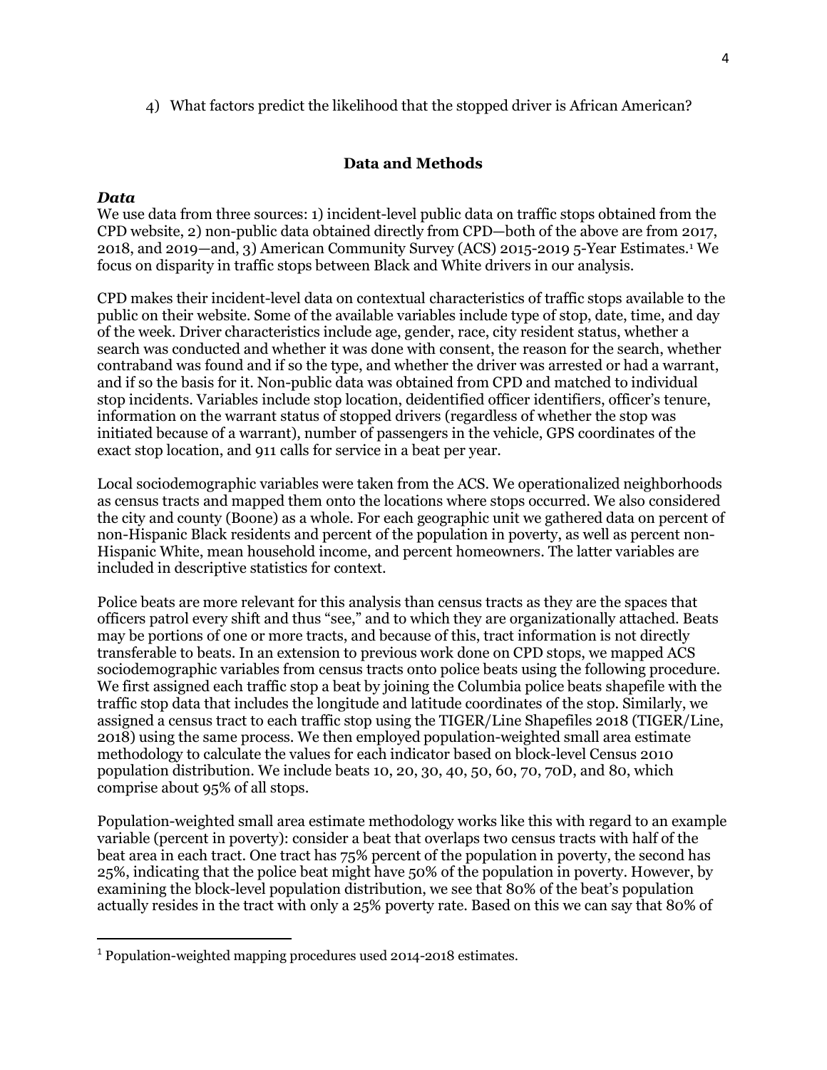4) What factors predict the likelihood that the stopped driver is African American?

## Data and Methods

### *Data*

We use data from three sources: 1) incident-level public data on traffic stops obtained from the CPD website, 2) non-public data obtained directly from CPD—both of the above are from 2017, 2018, and 2019—and, 3) American Community Survey (ACS) 2015-2019 5-Year Estimates.[1] We focus on disparity in traffic stops between Black and White drivers in our analysis.

CPD makes their incident-level data on contextual characteristics of traffic stops available to the public on their website. Some of the available variables include type of stop, date, time, and day of the week. Driver characteristics include age, gender, race, city resident status, whether a search was conducted and whether it was done with consent, the reason for the search, whether contraband was found and if so the type, and whether the driver was arrested or had a warrant, and if so the basis for it. Non-public data was obtained from CPD and matched to individual stop incidents. Variables include stop location, deidentified officer identifiers, officer's tenure, information on the warrant status of stopped drivers (regardless of whether the stop was initiated because of a warrant), number of passengers in the vehicle, GPS coordinates of the exact stop location, and 911 calls for service in a beat per year.

Local sociodemographic variables were taken from the ACS. We operationalized neighborhoods as census tracts and mapped them onto the locations where stops occurred. We also considered the city and county (Boone) as a whole. For each geographic unit we gathered data on percent of non-Hispanic Black residents and percent of the population in poverty, as well as percent non-Hispanic White, mean household income, and percent homeowners. The latter variables are included in descriptive statistics for context.

Police beats are more relevant for this analysis than census tracts as they are the spaces that officers patrol every shift and thus "see," and to which they are organizationally attached. Beats may be portions of one or more tracts, and because of this, tract information is not directly transferable to beats. In an extension to previous work done on CPD stops, we mapped ACS sociodemographic variables from census tracts onto police beats using the following procedure. We first assigned each traffic stop a beat by joining the Columbia police beats shapefile with the traffic stop data that includes the longitude and latitude coordinates of the stop. Similarly, we assigned a census tract to each traffic stop using the TIGER/Line Shapefiles 2018 (TIGER/Line, 2018) using the same process. We then employed population-weighted small area estimate methodology to calculate the values for each indicator based on block-level Census 2010 population distribution. We include beats 10, 20, 30, 40, 50, 60, 70, 70D, and 80, which comprise about 95% of all stops.

Population-weighted small area estimate methodology works like this with regard to an example variable (percent in poverty): consider a beat that overlaps two census tracts with half of the beat area in each tract. One tract has 75% percent of the population in poverty, the second has 25%, indicating that the police beat might have 50% of the population in poverty. However, by examining the block-level population distribution, we see that 80% of the beat's population actually resides in the tract with only a 25% poverty rate. Based on this we can say that 80% of

---

[1] Population-weighted mapping procedures used 2014-2018 estimates.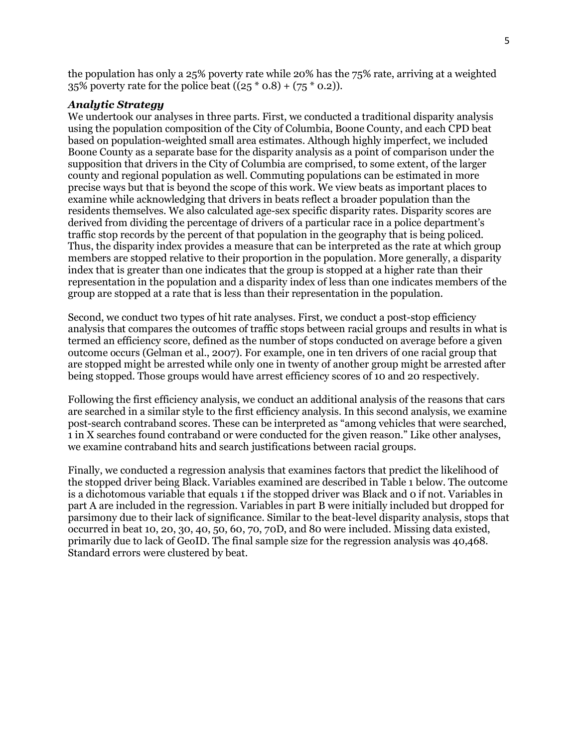the population has only a 25% poverty rate while 20% has the 75% rate, arriving at a weighted 35% poverty rate for the police beat $((25 * 0.8) + (75 * 0.2))$.

### *Analytic Strategy*

We undertook our analyses in three parts. First, we conducted a traditional disparity analysis using the population composition of the City of Columbia, Boone County, and each CPD beat based on population-weighted small area estimates. Although highly imperfect, we included Boone County as a separate base for the disparity analysis as a point of comparison under the supposition that drivers in the City of Columbia are comprised, to some extent, of the larger county and regional population as well. Commuting populations can be estimated in more precise ways but that is beyond the scope of this work. We view beats as important places to examine while acknowledging that drivers in beats reflect a broader population than the residents themselves. We also calculated age-sex specific disparity rates. Disparity scores are derived from dividing the percentage of drivers of a particular race in a police department's traffic stop records by the percent of that population in the geography that is being policed. Thus, the disparity index provides a measure that can be interpreted as the rate at which group members are stopped relative to their proportion in the population. More generally, a disparity index that is greater than one indicates that the group is stopped at a higher rate than their representation in the population and a disparity index of less than one indicates members of the group are stopped at a rate that is less than their representation in the population.

Second, we conduct two types of hit rate analyses. First, we conduct a post-stop efficiency analysis that compares the outcomes of traffic stops between racial groups and results in what is termed an efficiency score, defined as the number of stops conducted on average before a given outcome occurs (Gelman et al., 2007). For example, one in ten drivers of one racial group that are stopped might be arrested while only one in twenty of another group might be arrested after being stopped. Those groups would have arrest efficiency scores of 10 and 20 respectively.

Following the first efficiency analysis, we conduct an additional analysis of the reasons that cars are searched in a similar style to the first efficiency analysis. In this second analysis, we examine post-search contraband scores. These can be interpreted as "among vehicles that were searched, 1 in X searches found contraband or were conducted for the given reason." Like other analyses, we examine contraband hits and search justifications between racial groups.

Finally, we conducted a regression analysis that examines factors that predict the likelihood of the stopped driver being Black. Variables examined are described in Table 1 below. The outcome is a dichotomous variable that equals 1 if the stopped driver was Black and 0 if not. Variables in part A are included in the regression. Variables in part B were initially included but dropped for parsimony due to their lack of significance. Similar to the beat-level disparity analysis, stops that occurred in beat 10, 20, 30, 40, 50, 60, 70, 70D, and 80 were included. Missing data existed, primarily due to lack of GeoID. The final sample size for the regression analysis was 40,468. Standard errors were clustered by beat.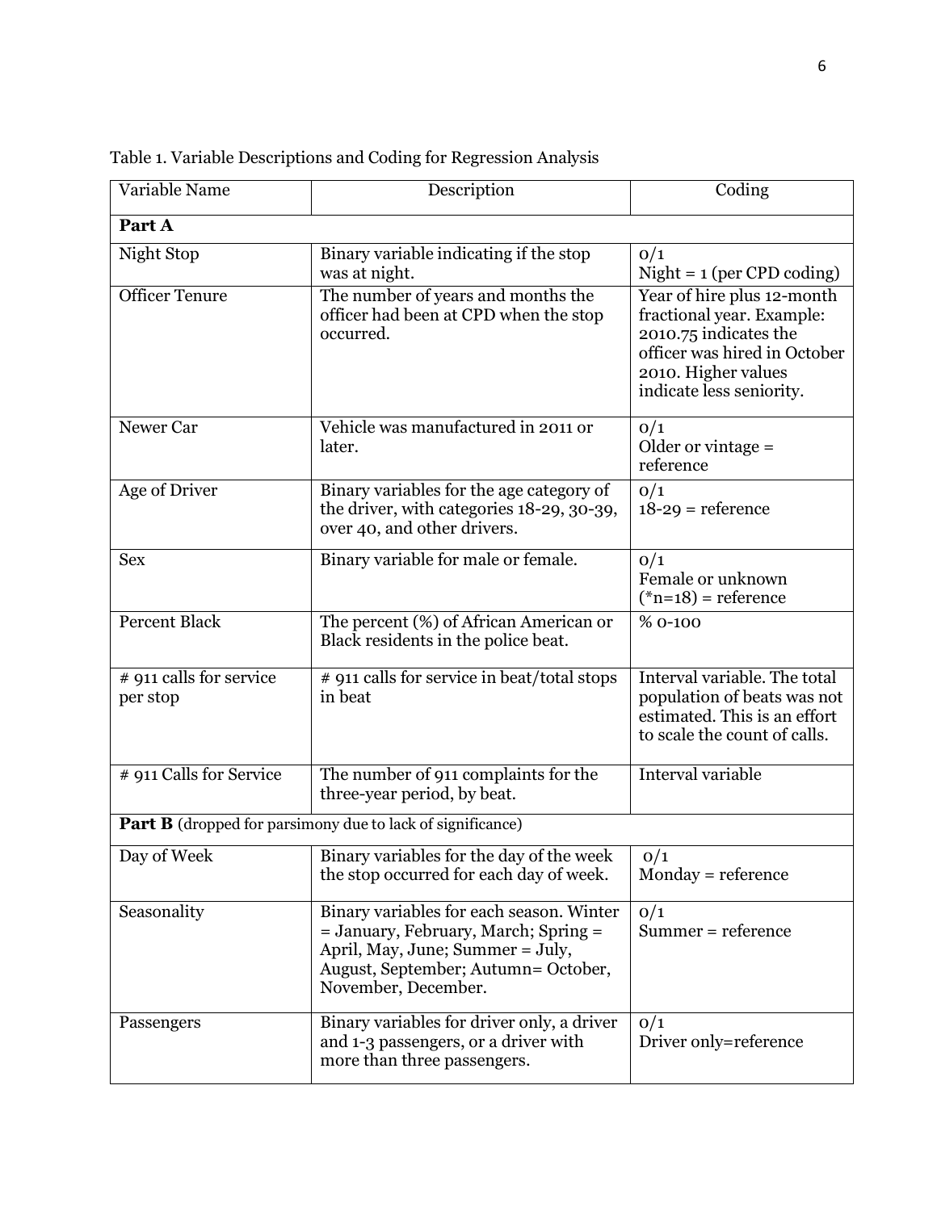Table 1. Variable Descriptions and Coding for Regression Analysis

| Variable Name | Description | Coding |
|---|---|---|
| **Part A** | | |
| Night Stop | Binary variable indicating if the stop was at night. | 0/1<br>Night = 1 (per CPD coding) |
| Officer Tenure | The number of years and months the officer had been at CPD when the stop occurred. | Year of hire plus 12-month fractional year. Example: 2010.75 indicates the officer was hired in October 2010. Higher values indicate less seniority. |
| Newer Car | Vehicle was manufactured in 2011 or later. | 0/1<br>Older or vintage = reference |
| Age of Driver | Binary variables for the age category of the driver, with categories 18-29, 30-39, over 40, and other drivers. | 0/1<br>18-29 = reference |
| Sex | Binary variable for male or female. | 0/1<br>Female or unknown (*n=18) = reference |
| Percent Black | The percent (%) of African American or Black residents in the police beat. | % 0-100 |
| # 911 calls for service per stop | # 911 calls for service in beat/total stops in beat | Interval variable. The total population of beats was not estimated. This is an effort to scale the count of calls. |
| # 911 Calls for Service | The number of 911 complaints for the three-year period, by beat. | Interval variable |
| **Part B** (dropped for parsimony due to lack of significance) | | |
| Day of Week | Binary variables for the day of the week the stop occurred for each day of week. | 0/1<br>Monday = reference |
| Seasonality | Binary variables for each season. Winter = January, February, March; Spring = April, May, June; Summer = July, August, September; Autumn= October, November, December. | 0/1<br>Summer = reference |
| Passengers | Binary variables for driver only, a driver and 1-3 passengers, or a driver with more than three passengers. | 0/1<br>Driver only=reference |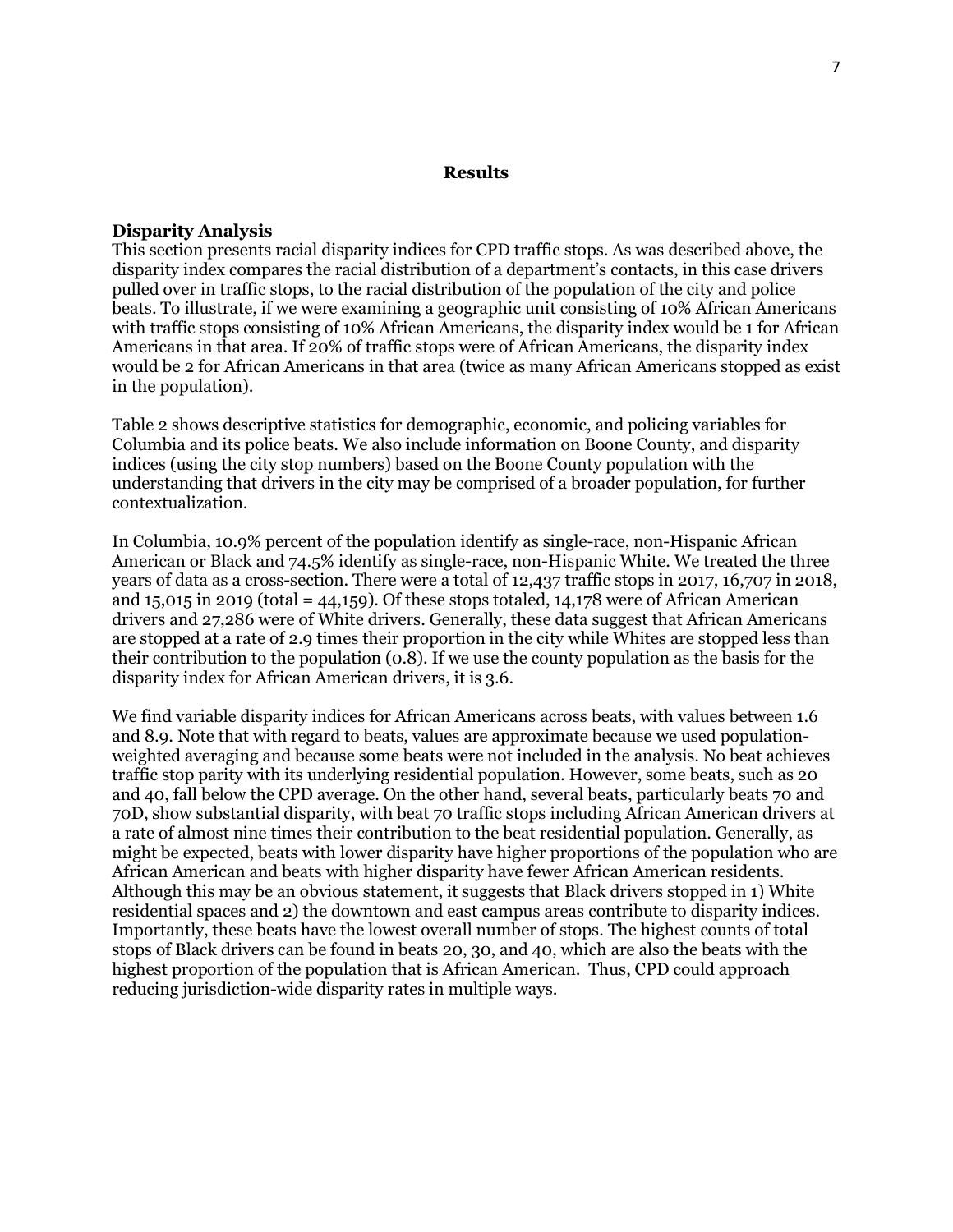## Results

### Disparity Analysis

This section presents racial disparity indices for CPD traffic stops. As was described above, the disparity index compares the racial distribution of a department's contacts, in this case drivers pulled over in traffic stops, to the racial distribution of the population of the city and police beats. To illustrate, if we were examining a geographic unit consisting of 10% African Americans with traffic stops consisting of 10% African Americans, the disparity index would be 1 for African Americans in that area. If 20% of traffic stops were of African Americans, the disparity index would be 2 for African Americans in that area (twice as many African Americans stopped as exist in the population).

Table 2 shows descriptive statistics for demographic, economic, and policing variables for Columbia and its police beats. We also include information on Boone County, and disparity indices (using the city stop numbers) based on the Boone County population with the understanding that drivers in the city may be comprised of a broader population, for further contextualization.

In Columbia, 10.9% percent of the population identify as single-race, non-Hispanic African American or Black and 74.5% identify as single-race, non-Hispanic White. We treated the three years of data as a cross-section. There were a total of 12,437 traffic stops in 2017, 16,707 in 2018, and 15,015 in 2019 (total = 44,159). Of these stops totaled, 14,178 were of African American drivers and 27,286 were of White drivers. Generally, these data suggest that African Americans are stopped at a rate of 2.9 times their proportion in the city while Whites are stopped less than their contribution to the population (0.8). If we use the county population as the basis for the disparity index for African American drivers, it is 3.6.

We find variable disparity indices for African Americans across beats, with values between 1.6 and 8.9. Note that with regard to beats, values are approximate because we used population-weighted averaging and because some beats were not included in the analysis. No beat achieves traffic stop parity with its underlying residential population. However, some beats, such as 20 and 40, fall below the CPD average. On the other hand, several beats, particularly beats 70 and 70D, show substantial disparity, with beat 70 traffic stops including African American drivers at a rate of almost nine times their contribution to the beat residential population. Generally, as might be expected, beats with lower disparity have higher proportions of the population who are African American and beats with higher disparity have fewer African American residents. Although this may be an obvious statement, it suggests that Black drivers stopped in 1) White residential spaces and 2) the downtown and east campus areas contribute to disparity indices. Importantly, these beats have the lowest overall number of stops. The highest counts of total stops of Black drivers can be found in beats 20, 30, and 40, which are also the beats with the highest proportion of the population that is African American. Thus, CPD could approach reducing jurisdiction-wide disparity rates in multiple ways.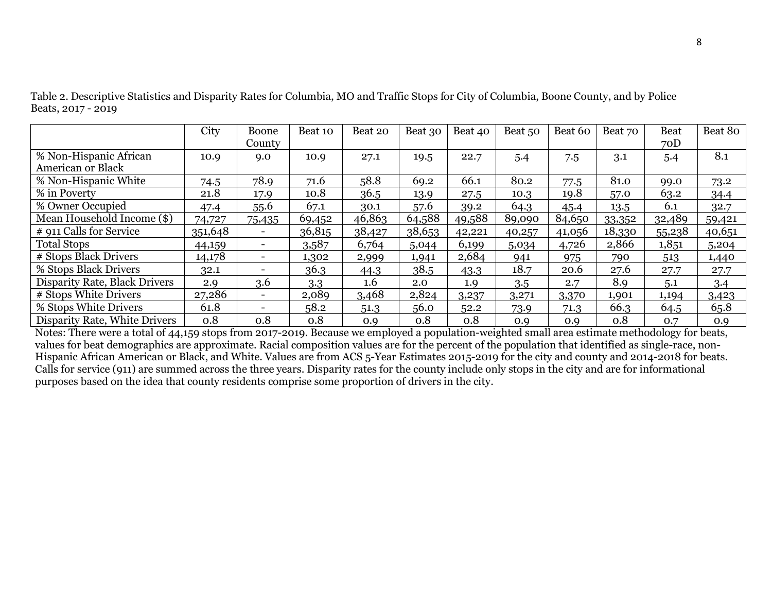Table 2. Descriptive Statistics and Disparity Rates for Columbia, MO and Traffic Stops for City of Columbia, Boone County, and by Police Beats, 2017 - 2019

| | City | Boone County | Beat 10 | Beat 20 | Beat 30 | Beat 40 | Beat 50 | Beat 60 | Beat 70 | Beat 70D | Beat 80 |
|---|---|---|---|---|---|---|---|---|---|---|---|
| % Non-Hispanic African American or Black | 10.9 | 9.0 | 10.9 | 27.1 | 19.5 | 22.7 | 5.4 | 7.5 | 3.1 | 5.4 | 8.1 |
| % Non-Hispanic White | 74.5 | 78.9 | 71.6 | 58.8 | 69.2 | 66.1 | 80.2 | 77.5 | 81.0 | 99.0 | 73.2 |
| % in Poverty | 21.8 | 17.9 | 10.8 | 36.5 | 13.9 | 27.5 | 10.3 | 19.8 | 57.0 | 63.2 | 34.4 |
| % Owner Occupied | 47.4 | 55.6 | 67.1 | 30.1 | 57.6 | 39.2 | 64.3 | 45.4 | 13.5 | 6.1 | 32.7 |
| Mean Household Income ($) | 74,727 | 75,435 | 69,452 | 46,863 | 64,588 | 49,588 | 89,090 | 84,650 | 33,352 | 32,489 | 59,421 |
| # 911 Calls for Service | 351,648 | - | 36,815 | 38,427 | 38,653 | 42,221 | 40,257 | 41,056 | 18,330 | 55,238 | 40,651 |
| Total Stops | 44,159 | - | 3,587 | 6,764 | 5,044 | 6,199 | 5,034 | 4,726 | 2,866 | 1,851 | 5,204 |
| # Stops Black Drivers | 14,178 | - | 1,302 | 2,999 | 1,941 | 2,684 | 941 | 975 | 790 | 513 | 1,440 |
| % Stops Black Drivers | 32.1 | - | 36.3 | 44.3 | 38.5 | 43.3 | 18.7 | 20.6 | 27.6 | 27.7 | 27.7 |
| Disparity Rate, Black Drivers | 2.9 | 3.6 | 3.3 | 1.6 | 2.0 | 1.9 | 3.5 | 2.7 | 8.9 | 5.1 | 3.4 |
| # Stops White Drivers | 27,286 | - | 2,089 | 3,468 | 2,824 | 3,237 | 3,271 | 3,370 | 1,901 | 1,194 | 3,423 |
| % Stops White Drivers | 61.8 | - | 58.2 | 51.3 | 56.0 | 52.2 | 73.9 | 71.3 | 66.3 | 64.5 | 65.8 |
| Disparity Rate, White Drivers | 0.8 | 0.8 | 0.8 | 0.9 | 0.8 | 0.8 | 0.9 | 0.9 | 0.8 | 0.7 | 0.9 |

Notes: There were a total of 44,159 stops from 2017-2019. Because we employed a population-weighted small area estimate methodology for beats, values for beat demographics are approximate. Racial composition values are for the percent of the population that identified as single-race, non-Hispanic African American or Black, and White. Values are from ACS 5-Year Estimates 2015-2019 for the city and county and 2014-2018 for beats. Calls for service (911) are summed across the three years. Disparity rates for the county include only stops in the city and are for informational purposes based on the idea that county residents comprise some proportion of drivers in the city.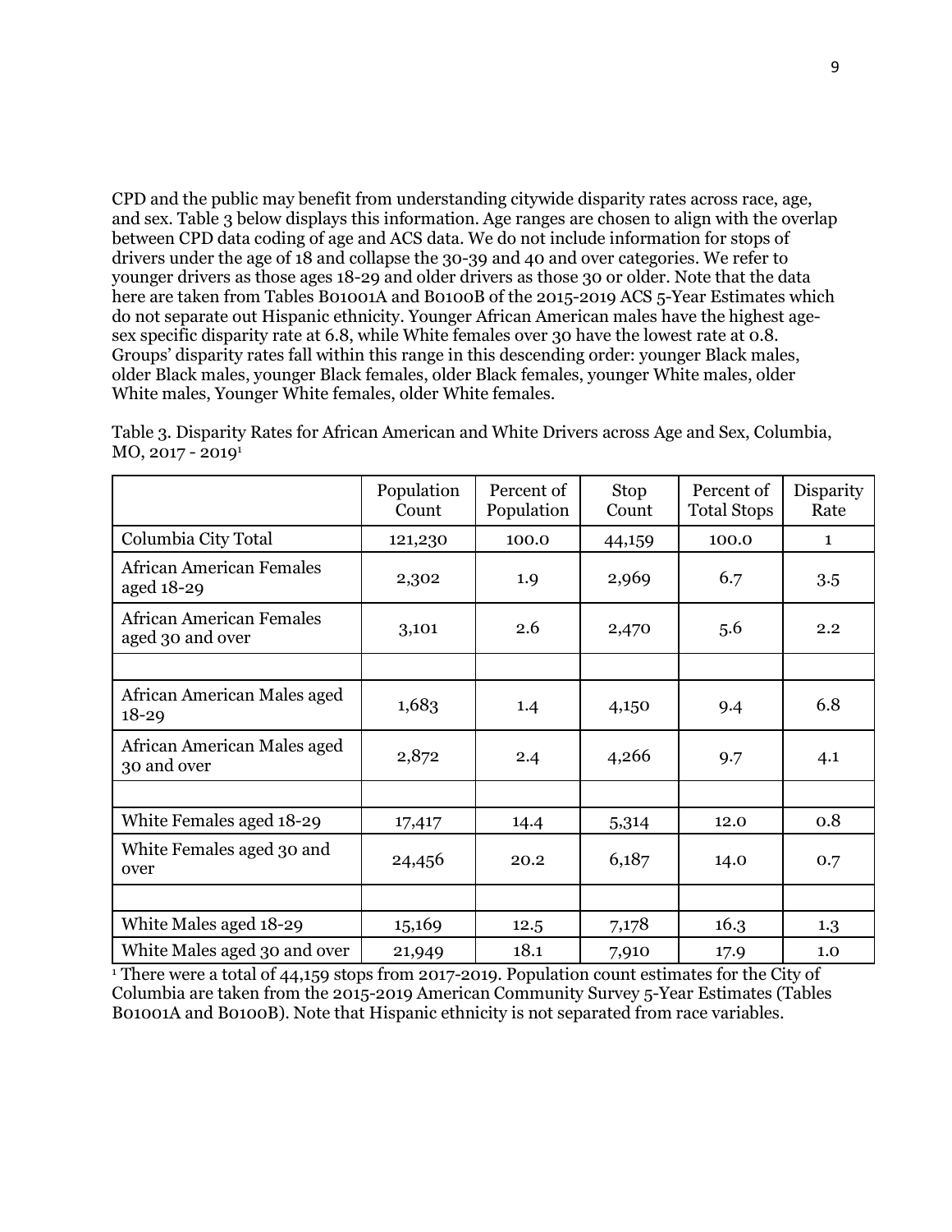CPD and the public may benefit from understanding citywide disparity rates across race, age, and sex. Table 3 below displays this information. Age ranges are chosen to align with the overlap between CPD data coding of age and ACS data. We do not include information for stops of drivers under the age of 18 and collapse the 30-39 and 40 and over categories. We refer to younger drivers as those ages 18-29 and older drivers as those 30 or older. Note that the data here are taken from Tables B01001A and B0100B of the 2015-2019 ACS 5-Year Estimates which do not separate out Hispanic ethnicity. Younger African American males have the highest age-sex specific disparity rate at 6.8, while White females over 30 have the lowest rate at 0.8. Groups' disparity rates fall within this range in this descending order: younger Black males, older Black males, younger Black females, older Black females, younger White males, older White males, Younger White females, older White females.

Table 3. Disparity Rates for African American and White Drivers across Age and Sex, Columbia, MO, 2017 - 2019[1]

| | Population Count | Percent of Population | Stop Count | Percent of Total Stops | Disparity Rate |
|---|---|---|---|---|---|
| Columbia City Total | 121,230 | 100.0 | 44,159 | 100.0 | 1 |
| African American Females aged 18-29 | 2,302 | 1.9 | 2,969 | 6.7 | 3.5 |
| African American Females aged 30 and over | 3,101 | 2.6 | 2,470 | 5.6 | 2.2 |
| | | | | | |
| African American Males aged 18-29 | 1,683 | 1.4 | 4,150 | 9.4 | 6.8 |
| African American Males aged 30 and over | 2,872 | 2.4 | 4,266 | 9.7 | 4.1 |
| | | | | | |
| White Females aged 18-29 | 17,417 | 14.4 | 5,314 | 12.0 | 0.8 |
| White Females aged 30 and over | 24,456 | 20.2 | 6,187 | 14.0 | 0.7 |
| | | | | | |
| White Males aged 18-29 | 15,169 | 12.5 | 7,178 | 16.3 | 1.3 |
| White Males aged 30 and over | 21,949 | 18.1 | 7,910 | 17.9 | 1.0 |

[1] There were a total of 44,159 stops from 2017-2019. Population count estimates for the City of Columbia are taken from the 2015-2019 American Community Survey 5-Year Estimates (Tables B01001A and B0100B). Note that Hispanic ethnicity is not separated from race variables.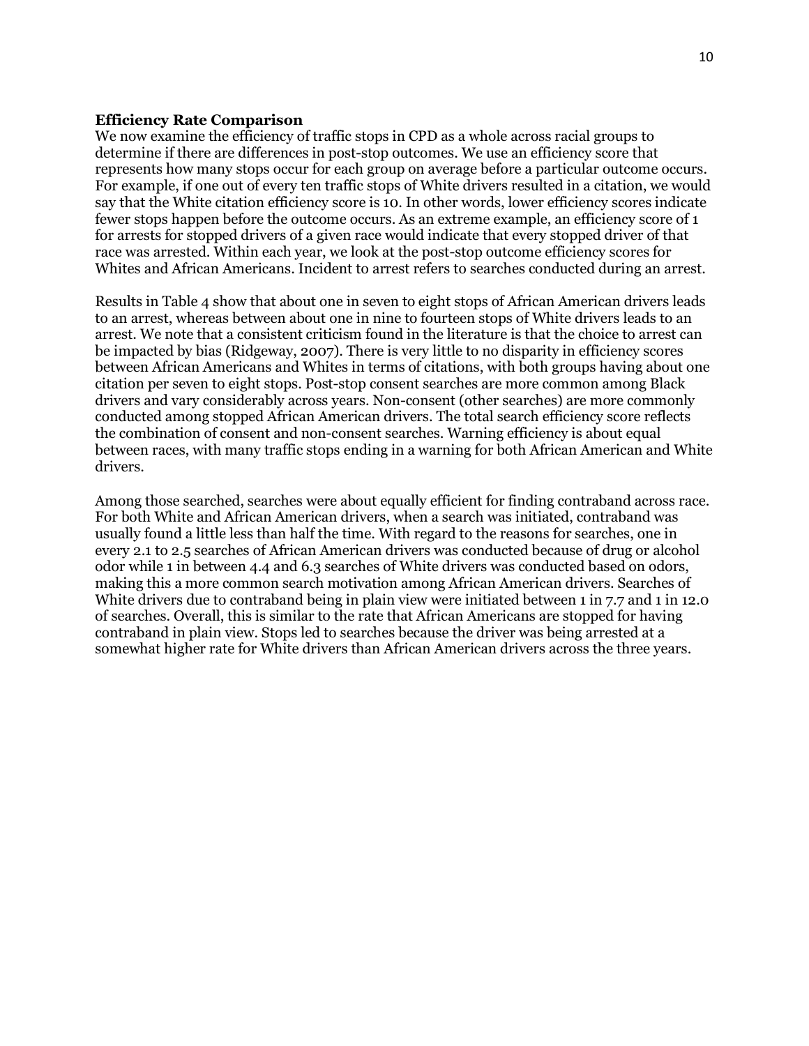### Efficiency Rate Comparison

We now examine the efficiency of traffic stops in CPD as a whole across racial groups to determine if there are differences in post-stop outcomes. We use an efficiency score that represents how many stops occur for each group on average before a particular outcome occurs. For example, if one out of every ten traffic stops of White drivers resulted in a citation, we would say that the White citation efficiency score is 10. In other words, lower efficiency scores indicate fewer stops happen before the outcome occurs. As an extreme example, an efficiency score of 1 for arrests for stopped drivers of a given race would indicate that every stopped driver of that race was arrested. Within each year, we look at the post-stop outcome efficiency scores for Whites and African Americans. Incident to arrest refers to searches conducted during an arrest.

Results in Table 4 show that about one in seven to eight stops of African American drivers leads to an arrest, whereas between about one in nine to fourteen stops of White drivers leads to an arrest. We note that a consistent criticism found in the literature is that the choice to arrest can be impacted by bias (Ridgeway, 2007). There is very little to no disparity in efficiency scores between African Americans and Whites in terms of citations, with both groups having about one citation per seven to eight stops. Post-stop consent searches are more common among Black drivers and vary considerably across years. Non-consent (other searches) are more commonly conducted among stopped African American drivers. The total search efficiency score reflects the combination of consent and non-consent searches. Warning efficiency is about equal between races, with many traffic stops ending in a warning for both African American and White drivers.

Among those searched, searches were about equally efficient for finding contraband across race. For both White and African American drivers, when a search was initiated, contraband was usually found a little less than half the time. With regard to the reasons for searches, one in every 2.1 to 2.5 searches of African American drivers was conducted because of drug or alcohol odor while 1 in between 4.4 and 6.3 searches of White drivers was conducted based on odors, making this a more common search motivation among African American drivers. Searches of White drivers due to contraband being in plain view were initiated between 1 in 7.7 and 1 in 12.0 of searches. Overall, this is similar to the rate that African Americans are stopped for having contraband in plain view. Stops led to searches because the driver was being arrested at a somewhat higher rate for White drivers than African American drivers across the three years.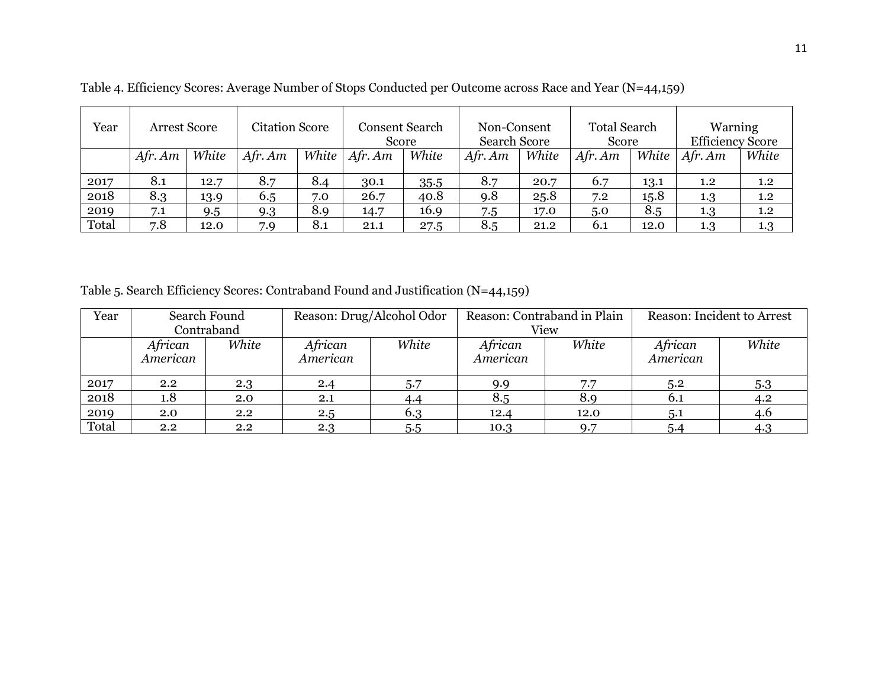Table 4. Efficiency Scores: Average Number of Stops Conducted per Outcome across Race and Year (N=44,159)

| Year | Arrest Score | | Citation Score | | Consent Search Score | | Non-Consent Search Score | | Total Search Score | | Warning Efficiency Score | |
|---|---|---|---|---|---|---|---|---|---|---|---|---|
| | *Afr. Am* | *White* | *Afr. Am* | *White* | *Afr. Am* | *White* | *Afr. Am* | *White* | *Afr. Am* | *White* | *Afr. Am* | *White* |
| 2017 | 8.1 | 12.7 | 8.7 | 8.4 | 30.1 | 35.5 | 8.7 | 20.7 | 6.7 | 13.1 | 1.2 | 1.2 |
| 2018 | 8.3 | 13.9 | 6.5 | 7.0 | 26.7 | 40.8 | 9.8 | 25.8 | 7.2 | 15.8 | 1.3 | 1.2 |
| 2019 | 7.1 | 9.5 | 9.3 | 8.9 | 14.7 | 16.9 | 7.5 | 17.0 | 5.0 | 8.5 | 1.3 | 1.2 |
| Total | 7.8 | 12.0 | 7.9 | 8.1 | 21.1 | 27.5 | 8.5 | 21.2 | 6.1 | 12.0 | 1.3 | 1.3 |

Table 5. Search Efficiency Scores: Contraband Found and Justification (N=44,159)

| Year | Search Found Contraband | | Reason: Drug/Alcohol Odor | | Reason: Contraband in Plain View | | Reason: Incident to Arrest | |
|---|---|---|---|---|---|---|---|---|
| | *African American* | *White* | *African American* | *White* | *African American* | *White* | *African American* | *White* |
| 2017 | 2.2 | 2.3 | 2.4 | 5.7 | 9.9 | 7.7 | 5.2 | 5.3 |
| 2018 | 1.8 | 2.0 | 2.1 | 4.4 | 8.5 | 8.9 | 6.1 | 4.2 |
| 2019 | 2.0 | 2.2 | 2.5 | 6.3 | 12.4 | 12.0 | 5.1 | 4.6 |
| Total | 2.2 | 2.2 | 2.3 | 5.5 | 10.3 | 9.7 | 5.4 | 4.3 |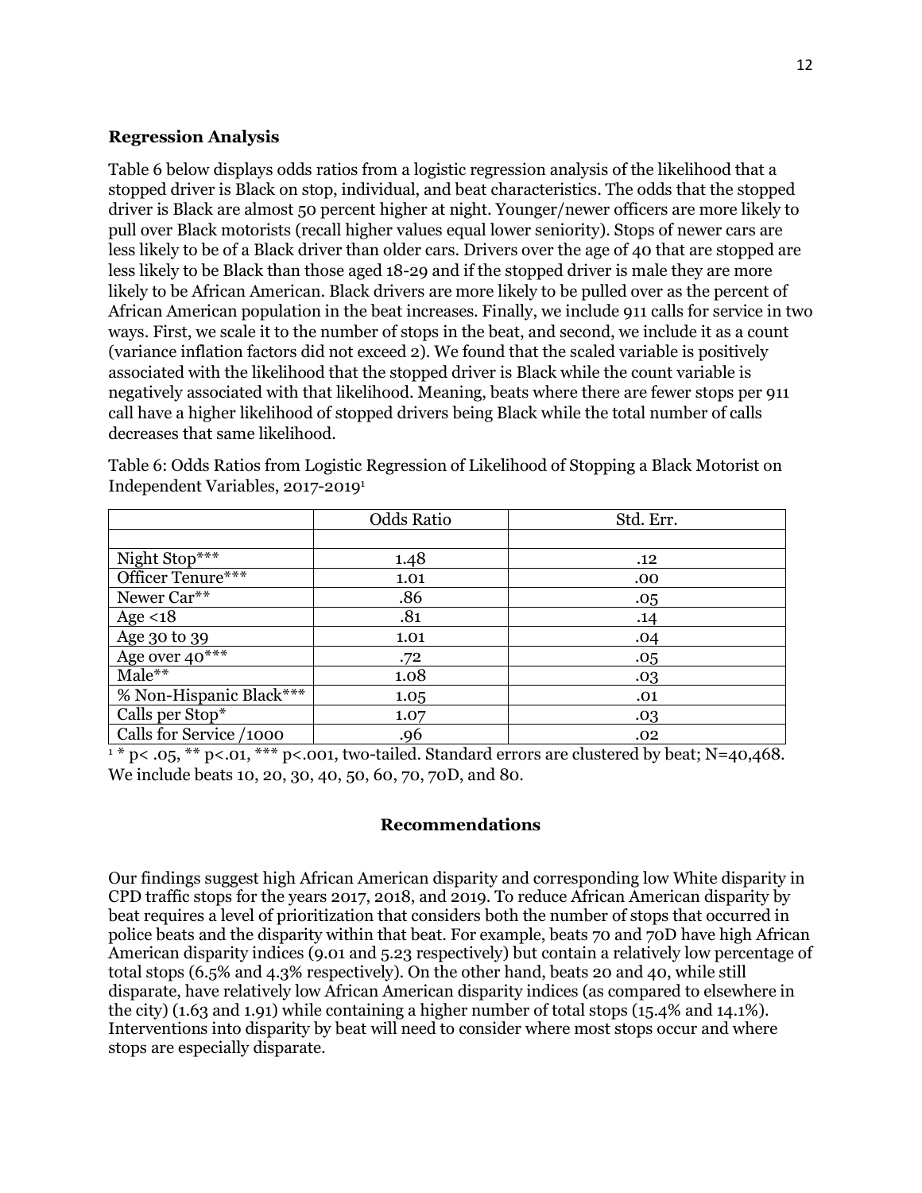**Regression Analysis**

Table 6 below displays odds ratios from a logistic regression analysis of the likelihood that a stopped driver is Black on stop, individual, and beat characteristics. The odds that the stopped driver is Black are almost 50 percent higher at night. Younger/newer officers are more likely to pull over Black motorists (recall higher values equal lower seniority). Stops of newer cars are less likely to be of a Black driver than older cars. Drivers over the age of 40 that are stopped are less likely to be Black than those aged 18-29 and if the stopped driver is male they are more likely to be African American. Black drivers are more likely to be pulled over as the percent of African American population in the beat increases. Finally, we include 911 calls for service in two ways. First, we scale it to the number of stops in the beat, and second, we include it as a count (variance inflation factors did not exceed 2). We found that the scaled variable is positively associated with the likelihood that the stopped driver is Black while the count variable is negatively associated with that likelihood. Meaning, beats where there are fewer stops per 911 call have a higher likelihood of stopped drivers being Black while the total number of calls decreases that same likelihood.

Table 6: Odds Ratios from Logistic Regression of Likelihood of Stopping a Black Motorist on Independent Variables, 2017-2019[1]

| | Odds Ratio | Std. Err. |
|---|---|---|
| | | |
| Night Stop*** | 1.48 | .12 |
| Officer Tenure*** | 1.01 | .00 |
| Newer Car** | .86 | .05 |
| Age <18 | .81 | .14 |
| Age 30 to 39 | 1.01 | .04 |
| Age over 40*** | .72 | .05 |
| Male** | 1.08 | .03 |
| % Non-Hispanic Black*** | 1.05 | .01 |
| Calls per Stop* | 1.07 | .03 |
| Calls for Service /1000 | .96 | .02 |

[1] * p< .05, ** p<.01, *** p<.001, two-tailed. Standard errors are clustered by beat; N=40,468. We include beats 10, 20, 30, 40, 50, 60, 70, 70D, and 80.

## Recommendations

Our findings suggest high African American disparity and corresponding low White disparity in CPD traffic stops for the years 2017, 2018, and 2019. To reduce African American disparity by beat requires a level of prioritization that considers both the number of stops that occurred in police beats and the disparity within that beat. For example, beats 70 and 70D have high African American disparity indices (9.01 and 5.23 respectively) but contain a relatively low percentage of total stops (6.5% and 4.3% respectively). On the other hand, beats 20 and 40, while still disparate, have relatively low African American disparity indices (as compared to elsewhere in the city) (1.63 and 1.91) while containing a higher number of total stops (15.4% and 14.1%). Interventions into disparity by beat will need to consider where most stops occur and where stops are especially disparate.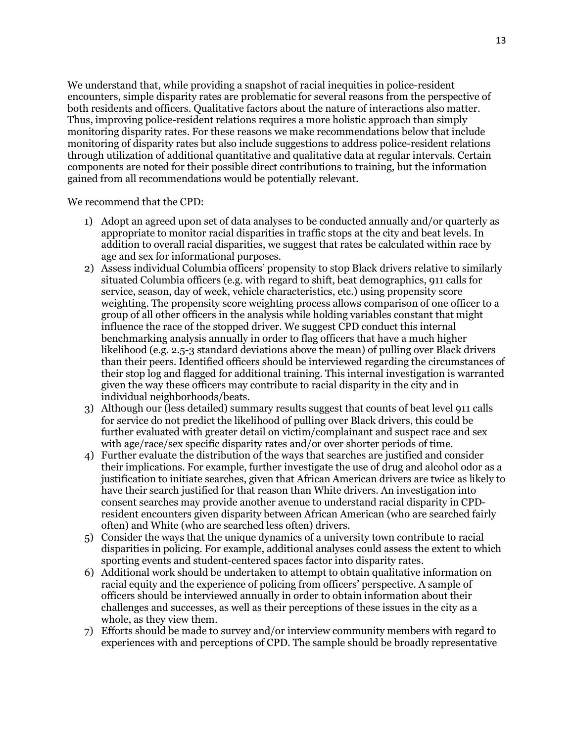We understand that, while providing a snapshot of racial inequities in police-resident encounters, simple disparity rates are problematic for several reasons from the perspective of both residents and officers. Qualitative factors about the nature of interactions also matter. Thus, improving police-resident relations requires a more holistic approach than simply monitoring disparity rates. For these reasons we make recommendations below that include monitoring of disparity rates but also include suggestions to address police-resident relations through utilization of additional quantitative and qualitative data at regular intervals. Certain components are noted for their possible direct contributions to training, but the information gained from all recommendations would be potentially relevant.

We recommend that the CPD:

1) Adopt an agreed upon set of data analyses to be conducted annually and/or quarterly as appropriate to monitor racial disparities in traffic stops at the city and beat levels. In addition to overall racial disparities, we suggest that rates be calculated within race by age and sex for informational purposes.
2) Assess individual Columbia officers' propensity to stop Black drivers relative to similarly situated Columbia officers (e.g. with regard to shift, beat demographics, 911 calls for service, season, day of week, vehicle characteristics, etc.) using propensity score weighting. The propensity score weighting process allows comparison of one officer to a group of all other officers in the analysis while holding variables constant that might influence the race of the stopped driver. We suggest CPD conduct this internal benchmarking analysis annually in order to flag officers that have a much higher likelihood (e.g. 2.5-3 standard deviations above the mean) of pulling over Black drivers than their peers. Identified officers should be interviewed regarding the circumstances of their stop log and flagged for additional training. This internal investigation is warranted given the way these officers may contribute to racial disparity in the city and in individual neighborhoods/beats.
3) Although our (less detailed) summary results suggest that counts of beat level 911 calls for service do not predict the likelihood of pulling over Black drivers, this could be further evaluated with greater detail on victim/complainant and suspect race and sex with age/race/sex specific disparity rates and/or over shorter periods of time.
4) Further evaluate the distribution of the ways that searches are justified and consider their implications. For example, further investigate the use of drug and alcohol odor as a justification to initiate searches, given that African American drivers are twice as likely to have their search justified for that reason than White drivers. An investigation into consent searches may provide another avenue to understand racial disparity in CPD-resident encounters given disparity between African American (who are searched fairly often) and White (who are searched less often) drivers.
5) Consider the ways that the unique dynamics of a university town contribute to racial disparities in policing. For example, additional analyses could assess the extent to which sporting events and student-centered spaces factor into disparity rates.
6) Additional work should be undertaken to attempt to obtain qualitative information on racial equity and the experience of policing from officers' perspective. A sample of officers should be interviewed annually in order to obtain information about their challenges and successes, as well as their perceptions of these issues in the city as a whole, as they view them.
7) Efforts should be made to survey and/or interview community members with regard to experiences with and perceptions of CPD. The sample should be broadly representative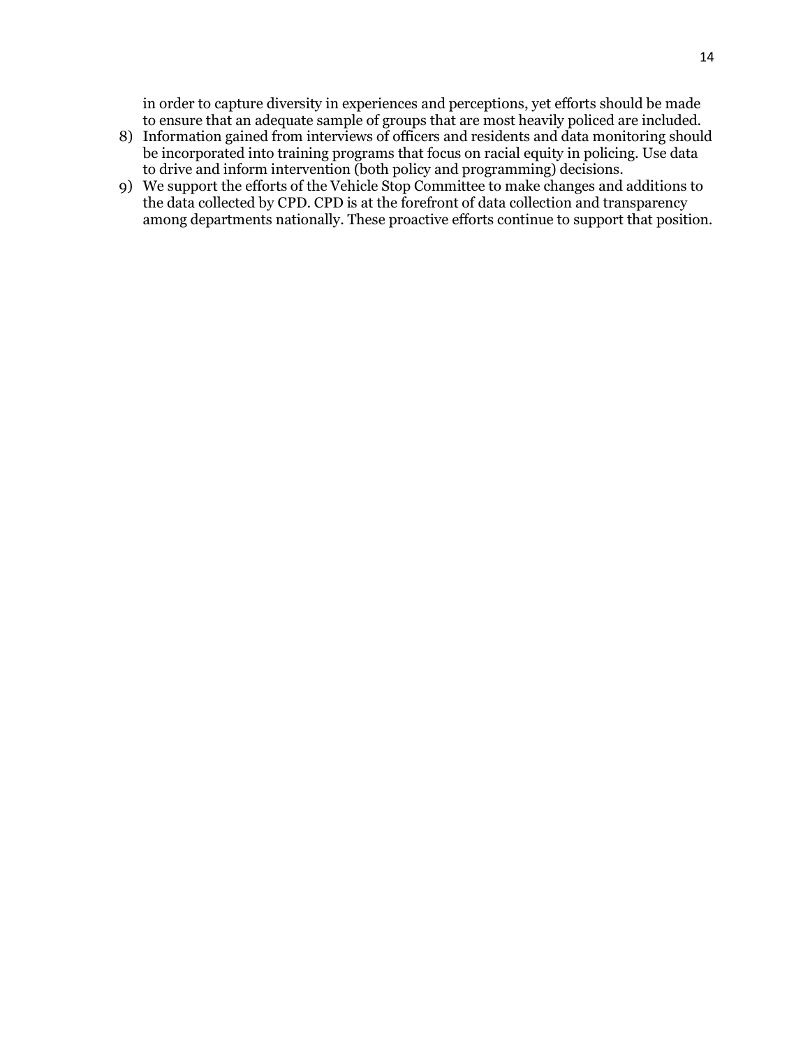in order to capture diversity in experiences and perceptions, yet efforts should be made to ensure that an adequate sample of groups that are most heavily policed are included.

8) Information gained from interviews of officers and residents and data monitoring should be incorporated into training programs that focus on racial equity in policing. Use data to drive and inform intervention (both policy and programming) decisions.
9) We support the efforts of the Vehicle Stop Committee to make changes and additions to the data collected by CPD. CPD is at the forefront of data collection and transparency among departments nationally. These proactive efforts continue to support that position.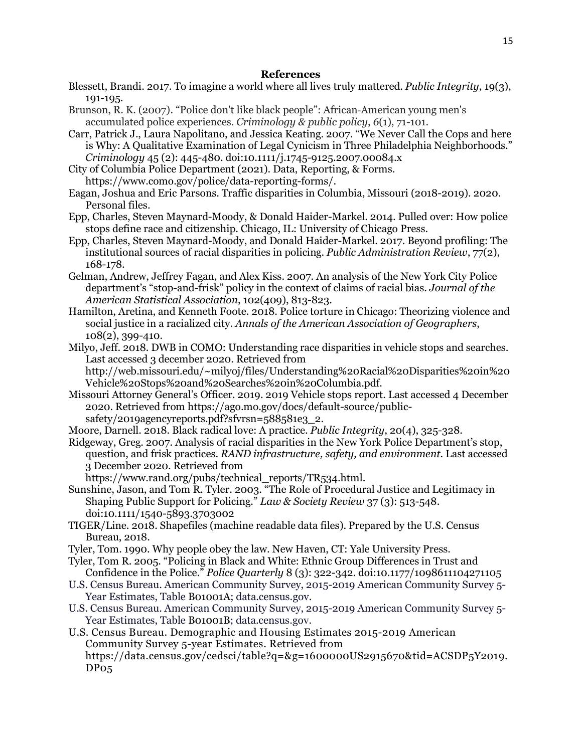# References

Blessett, Brandi. 2017. To imagine a world where all lives truly mattered. *Public Integrity*, 19(3), 191-195.

Brunson, R. K. (2007). "Police don't like black people": African-American young men's accumulated police experiences. *Criminology & public policy*, *6*(1), 71-101.

Carr, Patrick J., Laura Napolitano, and Jessica Keating. 2007. "We Never Call the Cops and here is Why: A Qualitative Examination of Legal Cynicism in Three Philadelphia Neighborhoods." *Criminology* 45 (2): 445-480. doi:10.1111/j.1745-9125.2007.00084.x

City of Columbia Police Department (2021). Data, Reporting, & Forms. https://www.como.gov/police/data-reporting-forms/.

Eagan, Joshua and Eric Parsons. Traffic disparities in Columbia, Missouri (2018-2019). 2020. Personal files.

Epp, Charles, Steven Maynard-Moody, & Donald Haider-Markel. 2014. Pulled over: How police stops define race and citizenship. Chicago, IL: University of Chicago Press.

Epp, Charles, Steven Maynard-Moody, and Donald Haider-Markel. 2017. Beyond profiling: The institutional sources of racial disparities in policing. *Public Administration Review*, 77(2), 168-178.

Gelman, Andrew, Jeffrey Fagan, and Alex Kiss. 2007. An analysis of the New York City Police department's "stop-and-frisk" policy in the context of claims of racial bias. *Journal of the American Statistical Association*, 102(409), 813-823.

Hamilton, Aretina, and Kenneth Foote. 2018. Police torture in Chicago: Theorizing violence and social justice in a racialized city. *Annals of the American Association of Geographers*, 108(2), 399-410.

Milyo, Jeff. 2018. DWB in COMO: Understanding race disparities in vehicle stops and searches. Last accessed 3 december 2020. Retrieved from http://web.missouri.edu/~milyoj/files/Understanding%20Racial%20Disparities%20in%20Vehicle%20Stops%20and%20Searches%20in%20Columbia.pdf.

Missouri Attorney General's Officer. 2019. 2019 Vehicle stops report. Last accessed 4 December 2020. Retrieved from https://ago.mo.gov/docs/default-source/public-safety/2019agencyreports.pdf?sfvrsn=588581e3_2.

Moore, Darnell. 2018. Black radical love: A practice. *Public Integrity*, 20(4), 325-328.

Ridgeway, Greg. 2007. Analysis of racial disparities in the New York Police Department's stop, question, and frisk practices. *RAND infrastructure, safety, and environment*. Last accessed 3 December 2020. Retrieved from https://www.rand.org/pubs/technical_reports/TR534.html.

Sunshine, Jason, and Tom R. Tyler. 2003. "The Role of Procedural Justice and Legitimacy in Shaping Public Support for Policing." *Law & Society Review* 37 (3): 513-548. doi:10.1111/1540-5893.3703002

TIGER/Line. 2018. Shapefiles (machine readable data files). Prepared by the U.S. Census Bureau, 2018.

Tyler, Tom. 1990. Why people obey the law. New Haven, CT: Yale University Press.

Tyler, Tom R. 2005. "Policing in Black and White: Ethnic Group Differences in Trust and Confidence in the Police." *Police Quarterly* 8 (3): 322-342. doi:10.1177/1098611104271105

U.S. Census Bureau. American Community Survey, 2015-2019 American Community Survey 5-Year Estimates, Table B01001A; data.census.gov.

U.S. Census Bureau. American Community Survey, 2015-2019 American Community Survey 5-Year Estimates, Table B01001B; data.census.gov.

U.S. Census Bureau. Demographic and Housing Estimates 2015-2019 American Community Survey 5-year Estimates. Retrieved from https://data.census.gov/cedsci/table?q=&g=1600000US2915670&tid=ACSDP5Y2019.DP05